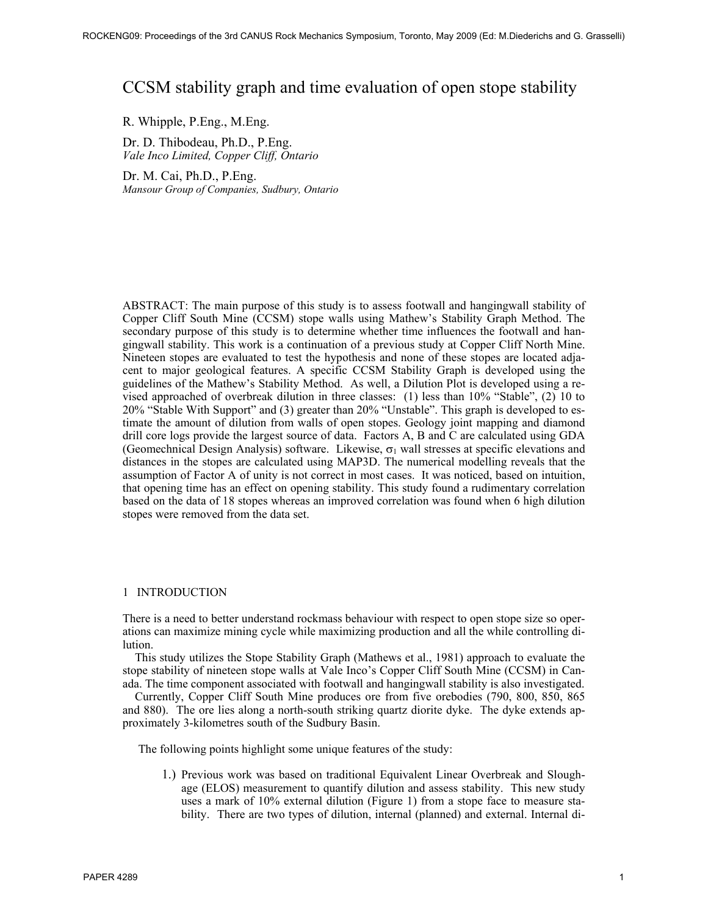# CCSM stability graph and time evaluation of open stope stability

R. Whipple, P.Eng., M.Eng.

Dr. D. Thibodeau, Ph.D., P.Eng.
*Vale Inco Limited, Copper Cliff, Ontario*

Dr. M. Cai, Ph.D., P.Eng.
*Mansour Group of Companies, Sudbury, Ontario*

ABSTRACT: The main purpose of this study is to assess footwall and hangingwall stability of Copper Cliff South Mine (CCSM) stope walls using Mathew's Stability Graph Method. The secondary purpose of this study is to determine whether time influences the footwall and hangingwall stability. This work is a continuation of a previous study at Copper Cliff North Mine. Nineteen stopes are evaluated to test the hypothesis and none of these stopes are located adjacent to major geological features. A specific CCSM Stability Graph is developed using the guidelines of the Mathew's Stability Method. As well, a Dilution Plot is developed using a revised approached of overbreak dilution in three classes: (1) less than 10% "Stable", (2) 10 to 20% "Stable With Support" and (3) greater than 20% "Unstable". This graph is developed to estimate the amount of dilution from walls of open stopes. Geology joint mapping and diamond drill core logs provide the largest source of data. Factors A, B and C are calculated using GDA (Geomechnical Design Analysis) software. Likewise, $\sigma_1$ wall stresses at specific elevations and distances in the stopes are calculated using MAP3D. The numerical modelling reveals that the assumption of Factor A of unity is not correct in most cases. It was noticed, based on intuition, that opening time has an effect on opening stability. This study found a rudimentary correlation based on the data of 18 stopes whereas an improved correlation was found when 6 high dilution stopes were removed from the data set.

## 1 INTRODUCTION

There is a need to better understand rockmass behaviour with respect to open stope size so operations can maximize mining cycle while maximizing production and all the while controlling dilution.

This study utilizes the Stope Stability Graph (Mathews et al., 1981) approach to evaluate the stope stability of nineteen stope walls at Vale Inco's Copper Cliff South Mine (CCSM) in Canada. The time component associated with footwall and hangingwall stability is also investigated.

Currently, Copper Cliff South Mine produces ore from five orebodies (790, 800, 850, 865 and 880). The ore lies along a north-south striking quartz diorite dyke. The dyke extends approximately 3-kilometres south of the Sudbury Basin.

The following points highlight some unique features of the study:

1.) Previous work was based on traditional Equivalent Linear Overbreak and Sloughage (ELOS) measurement to quantify dilution and assess stability. This new study uses a mark of 10% external dilution (Figure 1) from a stope face to measure stability. There are two types of dilution, internal (planned) and external. Internal di-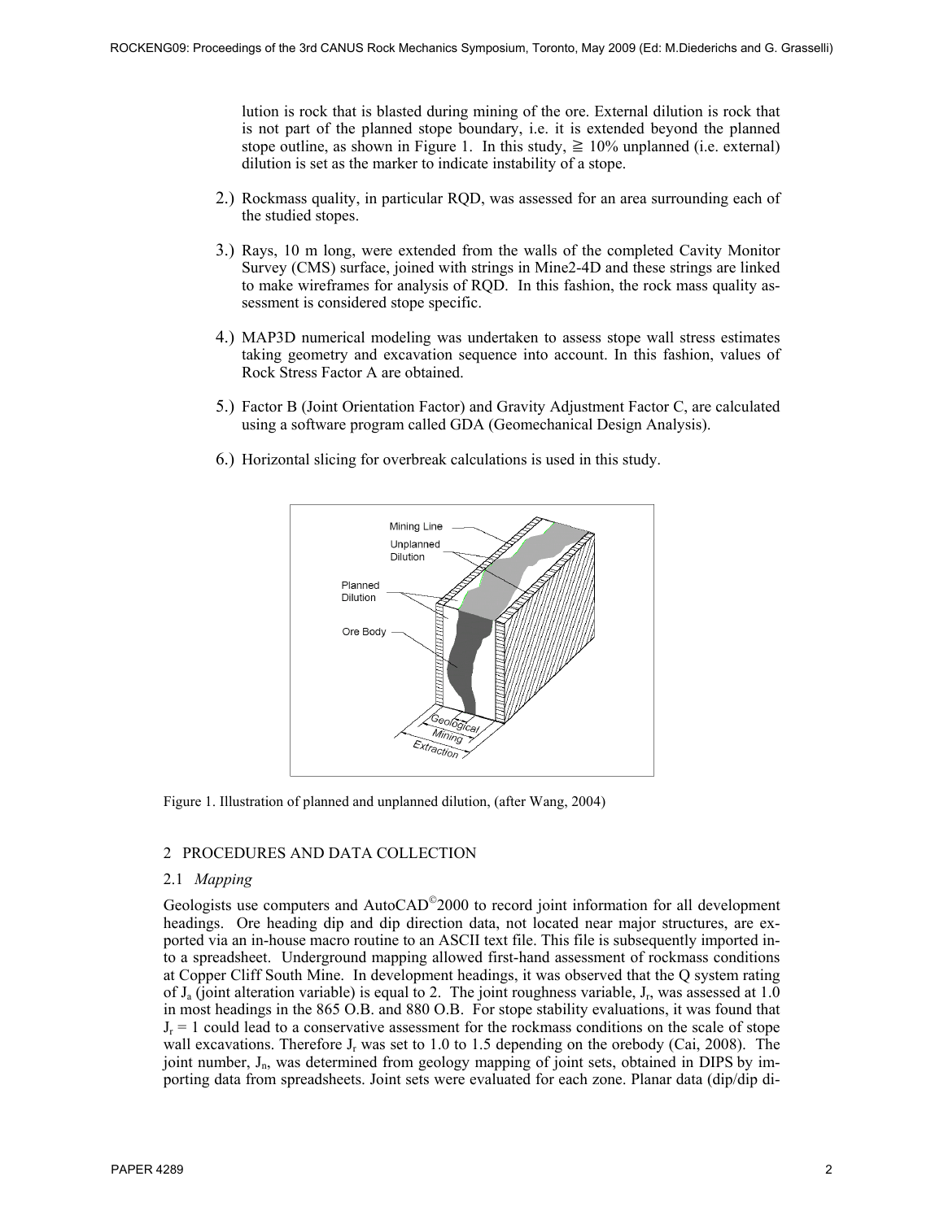lution is rock that is blasted during mining of the ore. External dilution is rock that is not part of the planned stope boundary, i.e. it is extended beyond the planned stope outline, as shown in Figure 1. In this study, ≧ 10% unplanned (i.e. external) dilution is set as the marker to indicate instability of a stope.

2.) Rockmass quality, in particular RQD, was assessed for an area surrounding each of the studied stopes.

3.) Rays, 10 m long, were extended from the walls of the completed Cavity Monitor Survey (CMS) surface, joined with strings in Mine2-4D and these strings are linked to make wireframes for analysis of RQD. In this fashion, the rock mass quality assessment is considered stope specific.

4.) MAP3D numerical modeling was undertaken to assess stope wall stress estimates taking geometry and excavation sequence into account. In this fashion, values of Rock Stress Factor A are obtained.

5.) Factor B (Joint Orientation Factor) and Gravity Adjustment Factor C, are calculated using a software program called GDA (Geomechanical Design Analysis).

6.) Horizontal slicing for overbreak calculations is used in this study.

Mining Line
Unplanned Dilution
Planned Dilution
Ore Body
Geological
Mining
Extraction

Figure 1. Illustration of planned and unplanned dilution, (after Wang, 2004)

## 2 PROCEDURES AND DATA COLLECTION

### 2.1 *Mapping*

Geologists use computers and AutoCAD©2000 to record joint information for all development headings. Ore heading dip and dip direction data, not located near major structures, are exported via an in-house macro routine to an ASCII text file. This file is subsequently imported into a spreadsheet. Underground mapping allowed first-hand assessment of rockmass conditions at Copper Cliff South Mine. In development headings, it was observed that the Q system rating of $J_a$ (joint alteration variable) is equal to 2. The joint roughness variable, $J_r$, was assessed at 1.0 in most headings in the 865 O.B. and 880 O.B. For stope stability evaluations, it was found that $J_r = 1$ could lead to a conservative assessment for the rockmass conditions on the scale of stope wall excavations. Therefore $J_r$ was set to 1.0 to 1.5 depending on the orebody (Cai, 2008). The joint number, $J_n$, was determined from geology mapping of joint sets, obtained in DIPS by importing data from spreadsheets. Joint sets were evaluated for each zone. Planar data (dip/dip di-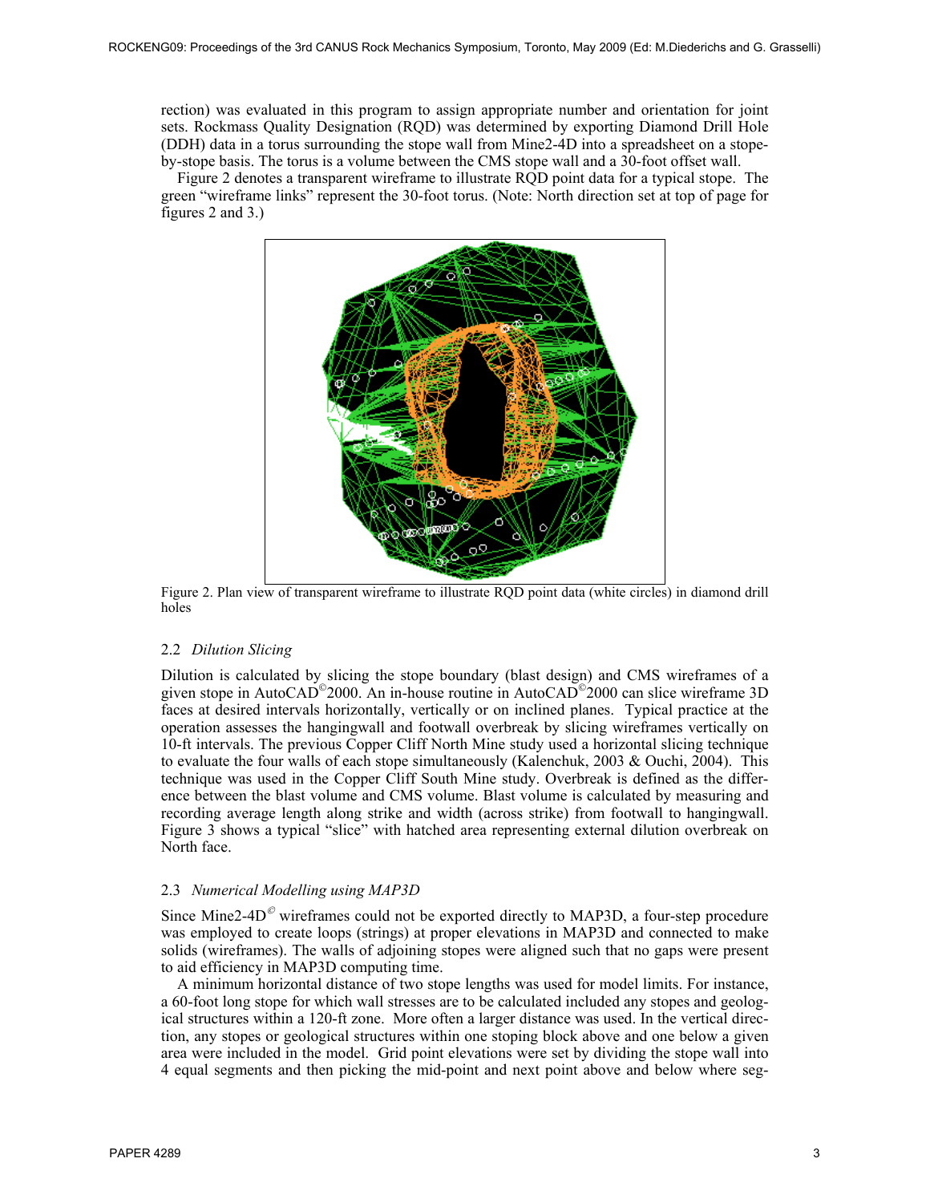rection) was evaluated in this program to assign appropriate number and orientation for joint sets. Rockmass Quality Designation (RQD) was determined by exporting Diamond Drill Hole (DDH) data in a torus surrounding the stope wall from Mine2-4D into a spreadsheet on a stope-by-stope basis. The torus is a volume between the CMS stope wall and a 30-foot offset wall.

Figure 2 denotes a transparent wireframe to illustrate RQD point data for a typical stope. The green "wireframe links" represent the 30-foot torus. (Note: North direction set at top of page for figures 2 and 3.)

Figure 2. Plan view of transparent wireframe to illustrate RQD point data (white circles) in diamond drill holes

### 2.2 *Dilution Slicing*

Dilution is calculated by slicing the stope boundary (blast design) and CMS wireframes of a given stope in AutoCAD©2000. An in-house routine in AutoCAD©2000 can slice wireframe 3D faces at desired intervals horizontally, vertically or on inclined planes. Typical practice at the operation assesses the hangingwall and footwall overbreak by slicing wireframes vertically on 10-ft intervals. The previous Copper Cliff North Mine study used a horizontal slicing technique to evaluate the four walls of each stope simultaneously (Kalenchuk, 2003 & Ouchi, 2004). This technique was used in the Copper Cliff South Mine study. Overbreak is defined as the difference between the blast volume and CMS volume. Blast volume is calculated by measuring and recording average length along strike and width (across strike) from footwall to hangingwall. Figure 3 shows a typical "slice" with hatched area representing external dilution overbreak on North face.

### 2.3 *Numerical Modelling using MAP3D*

Since Mine2-4D© wireframes could not be exported directly to MAP3D, a four-step procedure was employed to create loops (strings) at proper elevations in MAP3D and connected to make solids (wireframes). The walls of adjoining stopes were aligned such that no gaps were present to aid efficiency in MAP3D computing time.

A minimum horizontal distance of two stope lengths was used for model limits. For instance, a 60-foot long stope for which wall stresses are to be calculated included any stopes and geological structures within a 120-ft zone. More often a larger distance was used. In the vertical direction, any stopes or geological structures within one stoping block above and one below a given area were included in the model. Grid point elevations were set by dividing the stope wall into 4 equal segments and then picking the mid-point and next point above and below where seg-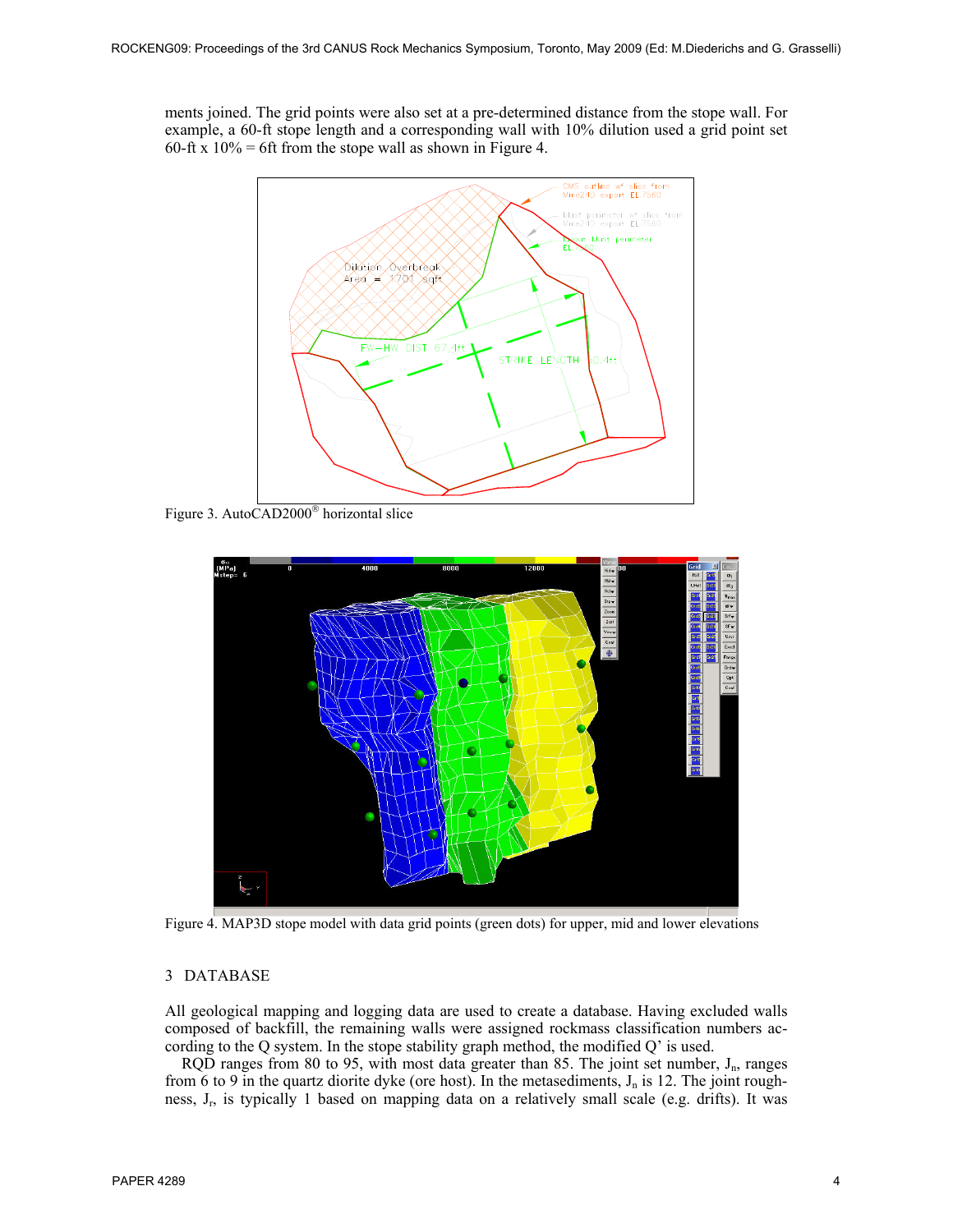ments joined. The grid points were also set at a pre-determined distance from the stope wall. For example, a 60-ft stope length and a corresponding wall with 10% dilution used a grid point set 60-ft x 10% = 6ft from the stope wall as shown in Figure 4.

Figure 3. AutoCAD2000® horizontal slice

Figure 4. MAP3D stope model with data grid points (green dots) for upper, mid and lower elevations

## 3 DATABASE

All geological mapping and logging data are used to create a database. Having excluded walls composed of backfill, the remaining walls were assigned rockmass classification numbers according to the Q system. In the stope stability graph method, the modified Q' is used.

RQD ranges from 80 to 95, with most data greater than 85. The joint set number, $J_n$, ranges from 6 to 9 in the quartz diorite dyke (ore host). In the metasediments, $J_n$ is 12. The joint roughness, $J_r$, is typically 1 based on mapping data on a relatively small scale (e.g. drifts). It was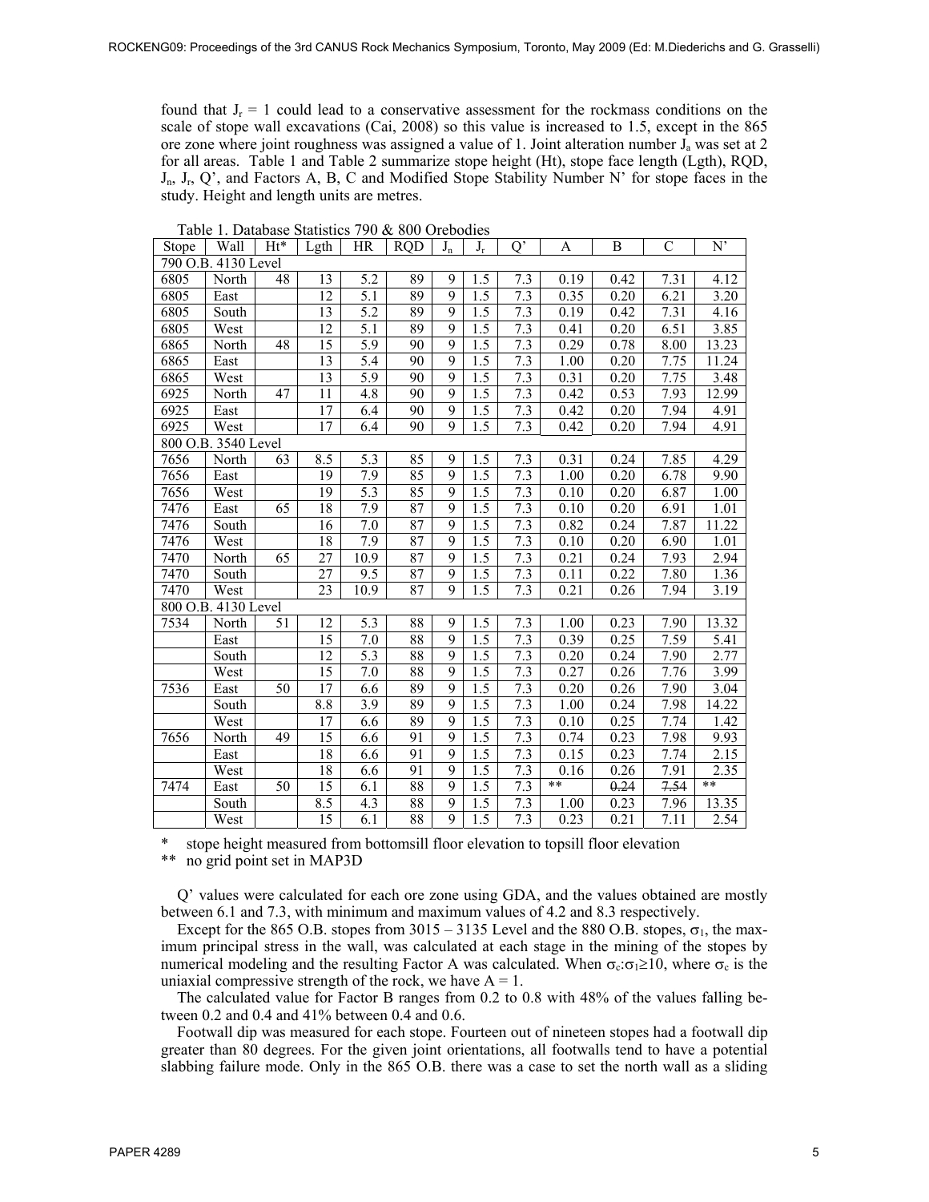found that $J_r = 1$ could lead to a conservative assessment for the rockmass conditions on the scale of stope wall excavations (Cai, 2008) so this value is increased to 1.5, except in the 865 ore zone where joint roughness was assigned a value of 1. Joint alteration number $J_a$ was set at 2 for all areas. Table 1 and Table 2 summarize stope height (Ht), stope face length (Lgth), RQD, $J_n$, $J_r$, Q', and Factors A, B, C and Modified Stope Stability Number N' for stope faces in the study. Height and length units are metres.

Table 1. Database Statistics 790 & 800 Orebodies

| Stope | Wall | Ht* | Lgth | HR | RQD | $J_n$ | $J_r$ | Q' | A | B | C | N' |
|---|---|---|---|---|---|---|---|---|---|---|---|---|
| 790 O.B. 4130 Level | | | | | | | | | | | | |
| 6805 | North | 48 | 13 | 5.2 | 89 | 9 | 1.5 | 7.3 | 0.19 | 0.42 | 7.31 | 4.12 |
| 6805 | East | | 12 | 5.1 | 89 | 9 | 1.5 | 7.3 | 0.35 | 0.20 | 6.21 | 3.20 |
| 6805 | South | | 13 | 5.2 | 89 | 9 | 1.5 | 7.3 | 0.19 | 0.42 | 7.31 | 4.16 |
| 6805 | West | | 12 | 5.1 | 89 | 9 | 1.5 | 7.3 | 0.41 | 0.20 | 6.51 | 3.85 |
| 6865 | North | 48 | 15 | 5.9 | 90 | 9 | 1.5 | 7.3 | 0.29 | 0.78 | 8.00 | 13.23 |
| 6865 | East | | 13 | 5.4 | 90 | 9 | 1.5 | 7.3 | 1.00 | 0.20 | 7.75 | 11.24 |
| 6865 | West | | 13 | 5.9 | 90 | 9 | 1.5 | 7.3 | 0.31 | 0.20 | 7.75 | 3.48 |
| 6925 | North | 47 | 11 | 4.8 | 90 | 9 | 1.5 | 7.3 | 0.42 | 0.53 | 7.93 | 12.99 |
| 6925 | East | | 17 | 6.4 | 90 | 9 | 1.5 | 7.3 | 0.42 | 0.20 | 7.94 | 4.91 |
| 6925 | West | | 17 | 6.4 | 90 | 9 | 1.5 | 7.3 | 0.42 | 0.20 | 7.94 | 4.91 |
| 800 O.B. 3540 Level | | | | | | | | | | | | |
| 7656 | North | 63 | 8.5 | 5.3 | 85 | 9 | 1.5 | 7.3 | 0.31 | 0.24 | 7.85 | 4.29 |
| 7656 | East | | 19 | 7.9 | 85 | 9 | 1.5 | 7.3 | 1.00 | 0.20 | 6.78 | 9.90 |
| 7656 | West | | 19 | 5.3 | 85 | 9 | 1.5 | 7.3 | 0.10 | 0.20 | 6.87 | 1.00 |
| 7476 | East | 65 | 18 | 7.9 | 87 | 9 | 1.5 | 7.3 | 0.10 | 0.20 | 6.91 | 1.01 |
| 7476 | South | | 16 | 7.0 | 87 | 9 | 1.5 | 7.3 | 0.82 | 0.24 | 7.87 | 11.22 |
| 7476 | West | | 18 | 7.9 | 87 | 9 | 1.5 | 7.3 | 0.10 | 0.20 | 6.90 | 1.01 |
| 7470 | North | 65 | 27 | 10.9 | 87 | 9 | 1.5 | 7.3 | 0.21 | 0.24 | 7.93 | 2.94 |
| 7470 | South | | 27 | 9.5 | 87 | 9 | 1.5 | 7.3 | 0.11 | 0.22 | 7.80 | 1.36 |
| 7470 | West | | 23 | 10.9 | 87 | 9 | 1.5 | 7.3 | 0.21 | 0.26 | 7.94 | 3.19 |
| 800 O.B. 4130 Level | | | | | | | | | | | | |
| 7534 | North | 51 | 12 | 5.3 | 88 | 9 | 1.5 | 7.3 | 1.00 | 0.23 | 7.90 | 13.32 |
| | East | | 15 | 7.0 | 88 | 9 | 1.5 | 7.3 | 0.39 | 0.25 | 7.59 | 5.41 |
| | South | | 12 | 5.3 | 88 | 9 | 1.5 | 7.3 | 0.20 | 0.24 | 7.90 | 2.77 |
| | West | | 15 | 7.0 | 88 | 9 | 1.5 | 7.3 | 0.27 | 0.26 | 7.76 | 3.99 |
| 7536 | East | 50 | 17 | 6.6 | 89 | 9 | 1.5 | 7.3 | 0.20 | 0.26 | 7.90 | 3.04 |
| | South | | 8.8 | 3.9 | 89 | 9 | 1.5 | 7.3 | 1.00 | 0.24 | 7.98 | 14.22 |
| | West | | 17 | 6.6 | 89 | 9 | 1.5 | 7.3 | 0.10 | 0.25 | 7.74 | 1.42 |
| 7656 | North | 49 | 15 | 6.6 | 91 | 9 | 1.5 | 7.3 | 0.74 | 0.23 | 7.98 | 9.93 |
| | East | | 18 | 6.6 | 91 | 9 | 1.5 | 7.3 | 0.15 | 0.23 | 7.74 | 2.15 |
| | West | | 18 | 6.6 | 91 | 9 | 1.5 | 7.3 | 0.16 | 0.26 | 7.91 | 2.35 |
| 7474 | East | 50 | 15 | 6.1 | 88 | 9 | 1.5 | 7.3 | ** | ~~0.24~~ | ~~7.54~~ | ** |
| | South | | 8.5 | 4.3 | 88 | 9 | 1.5 | 7.3 | 1.00 | 0.23 | 7.96 | 13.35 |
| | West | | 15 | 6.1 | 88 | 9 | 1.5 | 7.3 | 0.23 | 0.21 | 7.11 | 2.54 |

\* stope height measured from bottomsill floor elevation to topsill floor elevation

\*\* no grid point set in MAP3D

Q' values were calculated for each ore zone using GDA, and the values obtained are mostly between 6.1 and 7.3, with minimum and maximum values of 4.2 and 8.3 respectively.

Except for the 865 O.B. stopes from 3015 – 3135 Level and the 880 O.B. stopes, $\sigma_1$, the maximum principal stress in the wall, was calculated at each stage in the mining of the stopes by numerical modeling and the resulting Factor A was calculated. When $\sigma_c$:$\sigma_1 \geq 10$, where $\sigma_c$ is the uniaxial compressive strength of the rock, we have $A = 1$.

The calculated value for Factor B ranges from 0.2 to 0.8 with 48% of the values falling between 0.2 and 0.4 and 41% between 0.4 and 0.6.

Footwall dip was measured for each stope. Fourteen out of nineteen stopes had a footwall dip greater than 80 degrees. For the given joint orientations, all footwalls tend to have a potential slabbing failure mode. Only in the 865 O.B. there was a case to set the north wall as a sliding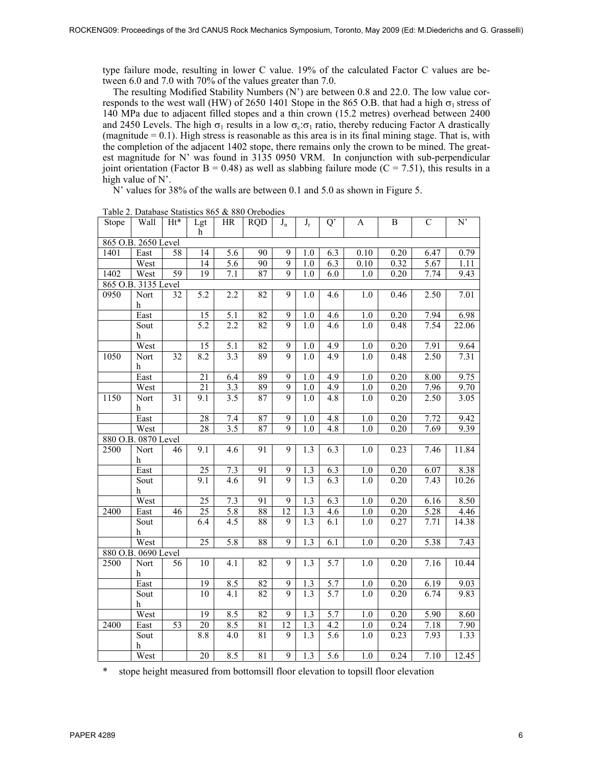type failure mode, resulting in lower C value. 19% of the calculated Factor C values are between 6.0 and 7.0 with 70% of the values greater than 7.0.

The resulting Modified Stability Numbers (N') are between 0.8 and 22.0. The low value corresponds to the west wall (HW) of 2650 1401 Stope in the 865 O.B. that had a high $\sigma_1$ stress of 140 MPa due to adjacent filled stopes and a thin crown (15.2 metres) overhead between 2400 and 2450 Levels. The high $\sigma_1$ results in a low $\sigma_c$:$\sigma_1$ ratio, thereby reducing Factor A drastically (magnitude = 0.1). High stress is reasonable as this area is in its final mining stage. That is, with the completion of the adjacent 1402 stope, there remains only the crown to be mined. The greatest magnitude for N' was found in 3135 0950 VRM. In conjunction with sub-perpendicular joint orientation (Factor B = 0.48) as well as slabbing failure mode (C = 7.51), this results in a high value of N'.

N' values for 38% of the walls are between 0.1 and 5.0 as shown in Figure 5.

Table 2. Database Statistics 865 & 880 Orebodies

| Stope | Wall | Ht* | Lgth | HR | RQD | $J_n$ | $J_r$ | Q' | A | B | C | N' |
|---|---|---|---|---|---|---|---|---|---|---|---|---|
| 865 O.B. 2650 Level | | | | | | | | | | | | |
| 1401 | East | 58 | 14 | 5.6 | 90 | 9 | 1.0 | 6.3 | 0.10 | 0.20 | 6.47 | 0.79 |
| | West | | 14 | 5.6 | 90 | 9 | 1.0 | 6.3 | 0.10 | 0.32 | 5.67 | 1.11 |
| 1402 | West | 59 | 19 | 7.1 | 87 | 9 | 1.0 | 6.0 | 1.0 | 0.20 | 7.74 | 9.43 |
| 865 O.B. 3135 Level | | | | | | | | | | | | |
| 0950 | North | 32 | 5.2 | 2.2 | 82 | 9 | 1.0 | 4.6 | 1.0 | 0.46 | 2.50 | 7.01 |
| | East | | 15 | 5.1 | 82 | 9 | 1.0 | 4.6 | 1.0 | 0.20 | 7.94 | 6.98 |
| | South | | 5.2 | 2.2 | 82 | 9 | 1.0 | 4.6 | 1.0 | 0.48 | 7.54 | 22.06 |
| | West | | 15 | 5.1 | 82 | 9 | 1.0 | 4.9 | 1.0 | 0.20 | 7.91 | 9.64 |
| 1050 | North | 32 | 8.2 | 3.3 | 89 | 9 | 1.0 | 4.9 | 1.0 | 0.48 | 2.50 | 7.31 |
| | East | | 21 | 6.4 | 89 | 9 | 1.0 | 4.9 | 1.0 | 0.20 | 8.00 | 9.75 |
| | West | | 21 | 3.3 | 89 | 9 | 1.0 | 4.9 | 1.0 | 0.20 | 7.96 | 9.70 |
| 1150 | North | 31 | 9.1 | 3.5 | 87 | 9 | 1.0 | 4.8 | 1.0 | 0.20 | 2.50 | 3.05 |
| | East | | 28 | 7.4 | 87 | 9 | 1.0 | 4.8 | 1.0 | 0.20 | 7.72 | 9.42 |
| | West | | 28 | 3.5 | 87 | 9 | 1.0 | 4.8 | 1.0 | 0.20 | 7.69 | 9.39 |
| 880 O.B. 0870 Level | | | | | | | | | | | | |
| 2500 | North | 46 | 9.1 | 4.6 | 91 | 9 | 1.3 | 6.3 | 1.0 | 0.23 | 7.46 | 11.84 |
| | East | | 25 | 7.3 | 91 | 9 | 1.3 | 6.3 | 1.0 | 0.20 | 6.07 | 8.38 |
| | South | | 9.1 | 4.6 | 91 | 9 | 1.3 | 6.3 | 1.0 | 0.20 | 7.43 | 10.26 |
| | West | | 25 | 7.3 | 91 | 9 | 1.3 | 6.3 | 1.0 | 0.20 | 6.16 | 8.50 |
| 2400 | East | 46 | 25 | 5.8 | 88 | 12 | 1.3 | 4.6 | 1.0 | 0.20 | 5.28 | 4.46 |
| | South | | 6.4 | 4.5 | 88 | 9 | 1.3 | 6.1 | 1.0 | 0.27 | 7.71 | 14.38 |
| | West | | 25 | 5.8 | 88 | 9 | 1.3 | 6.1 | 1.0 | 0.20 | 5.38 | 7.43 |
| 880 O.B. 0690 Level | | | | | | | | | | | | |
| 2500 | North | 56 | 10 | 4.1 | 82 | 9 | 1.3 | 5.7 | 1.0 | 0.20 | 7.16 | 10.44 |
| | East | | 19 | 8.5 | 82 | 9 | 1.3 | 5.7 | 1.0 | 0.20 | 6.19 | 9.03 |
| | South | | 10 | 4.1 | 82 | 9 | 1.3 | 5.7 | 1.0 | 0.20 | 6.74 | 9.83 |
| | West | | 19 | 8.5 | 82 | 9 | 1.3 | 5.7 | 1.0 | 0.20 | 5.90 | 8.60 |
| 2400 | East | 53 | 20 | 8.5 | 81 | 12 | 1.3 | 4.2 | 1.0 | 0.24 | 7.18 | 7.90 |
| | South | | 8.8 | 4.0 | 81 | 9 | 1.3 | 5.6 | 1.0 | 0.23 | 7.93 | 1.33 |
| | West | | 20 | 8.5 | 81 | 9 | 1.3 | 5.6 | 1.0 | 0.24 | 7.10 | 12.45 |

\* stope height measured from bottomsill floor elevation to topsill floor elevation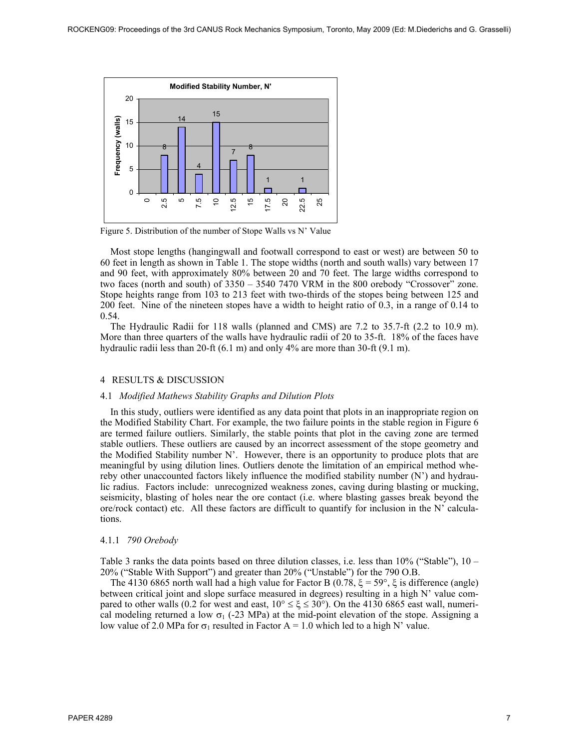Modified Stability Number, N'

Frequency (walls)

20
15
10
5
0

0
2.5
5
7.5
10
12.5
15
17.5
20
22.5
25

8
14
4
15
7
8
1
1

Figure 5. Distribution of the number of Stope Walls vs N' Value

Most stope lengths (hangingwall and footwall correspond to east or west) are between 50 to 60 feet in length as shown in Table 1. The stope widths (north and south walls) vary between 17 and 90 feet, with approximately 80% between 20 and 70 feet. The large widths correspond to two faces (north and south) of 3350 – 3540 7470 VRM in the 800 orebody "Crossover" zone. Stope heights range from 103 to 213 feet with two-thirds of the stopes being between 125 and 200 feet. Nine of the nineteen stopes have a width to height ratio of 0.3, in a range of 0.14 to 0.54.

The Hydraulic Radii for 118 walls (planned and CMS) are 7.2 to 35.7-ft (2.2 to 10.9 m). More than three quarters of the walls have hydraulic radii of 20 to 35-ft. 18% of the faces have hydraulic radii less than 20-ft (6.1 m) and only 4% are more than 30-ft (9.1 m).

## 4 RESULTS & DISCUSSION

### 4.1 *Modified Mathews Stability Graphs and Dilution Plots*

In this study, outliers were identified as any data point that plots in an inappropriate region on the Modified Stability Chart. For example, the two failure points in the stable region in Figure 6 are termed failure outliers. Similarly, the stable points that plot in the caving zone are termed stable outliers. These outliers are caused by an incorrect assessment of the stope geometry and the Modified Stability number N'. However, there is an opportunity to produce plots that are meaningful by using dilution lines. Outliers denote the limitation of an empirical method whereby other unaccounted factors likely influence the modified stability number (N') and hydraulic radius. Factors include: unrecognized weakness zones, caving during blasting or mucking, seismicity, blasting of holes near the ore contact (i.e. where blasting gasses break beyond the ore/rock contact) etc. All these factors are difficult to quantify for inclusion in the N' calculations.

#### 4.1.1 *790 Orebody*

Table 3 ranks the data points based on three dilution classes, i.e. less than 10% ("Stable"), 10 – 20% ("Stable With Support") and greater than 20% ("Unstable") for the 790 O.B.

The 4130 6865 north wall had a high value for Factor B (0.78, $\xi = 59°$, $\xi$ is difference (angle) between critical joint and slope surface measured in degrees) resulting in a high N' value compared to other walls (0.2 for west and east, $10° \leq \xi \leq 30°$). On the 4130 6865 east wall, numerical modeling returned a low $\sigma_1$ (-23 MPa) at the mid-point elevation of the stope. Assigning a low value of 2.0 MPa for $\sigma_1$ resulted in Factor A = 1.0 which led to a high N' value.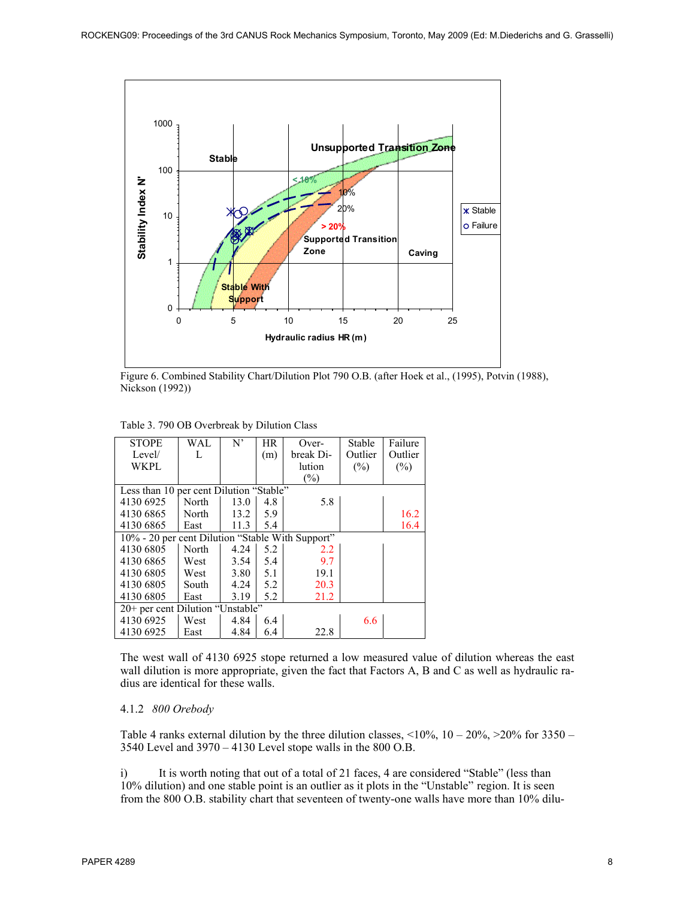1000

100

10

1

0

Stability Index N'

0 5 10 15 20 25

Hydraulic radius HR (m)

Stable

Unsupported Transition Zone

< 10%

10%

20%

> 20%

Supported Transition Zone

Caving

Stable With Support

Stable

Failure

Figure 6. Combined Stability Chart/Dilution Plot 790 O.B. (after Hoek et al., (1995), Potvin (1988), Nickson (1992))

Table 3. 790 OB Overbreak by Dilution Class

| STOPE Level/ WKPL | WALL | N' | HR (m) | Over-break Dilution (%) | Stable Outlier (%) | Failure Outlier (%) |
|---|---|---|---|---|---|---|
| Less than 10 per cent Dilution "Stable" | | | | | | |
| 4130 6925 | North | 13.0 | 4.8 | 5.8 | | |
| 4130 6865 | North | 13.2 | 5.9 | | | 16.2 |
| 4130 6865 | East | 11.3 | 5.4 | | | 16.4 |
| 10% - 20 per cent Dilution "Stable With Support" | | | | | | |
| 4130 6805 | North | 4.24 | 5.2 | 2.2 | | |
| 4130 6865 | West | 3.54 | 5.4 | 9.7 | | |
| 4130 6805 | West | 3.80 | 5.1 | 19.1 | | |
| 4130 6805 | South | 4.24 | 5.2 | 20.3 | | |
| 4130 6805 | East | 3.19 | 5.2 | 21.2 | | |
| 20+ per cent Dilution "Unstable" | | | | | | |
| 4130 6925 | West | 4.84 | 6.4 | | 6.6 | |
| 4130 6925 | East | 4.84 | 6.4 | 22.8 | | |

The west wall of 4130 6925 stope returned a low measured value of dilution whereas the east wall dilution is more appropriate, given the fact that Factors A, B and C as well as hydraulic radius are identical for these walls.

#### 4.1.2 *800 Orebody*

Table 4 ranks external dilution by the three dilution classes, <10%, 10 – 20%, >20% for 3350 – 3540 Level and 3970 – 4130 Level stope walls in the 800 O.B.

i) It is worth noting that out of a total of 21 faces, 4 are considered "Stable" (less than 10% dilution) and one stable point is an outlier as it plots in the "Unstable" region. It is seen from the 800 O.B. stability chart that seventeen of twenty-one walls have more than 10% dilu-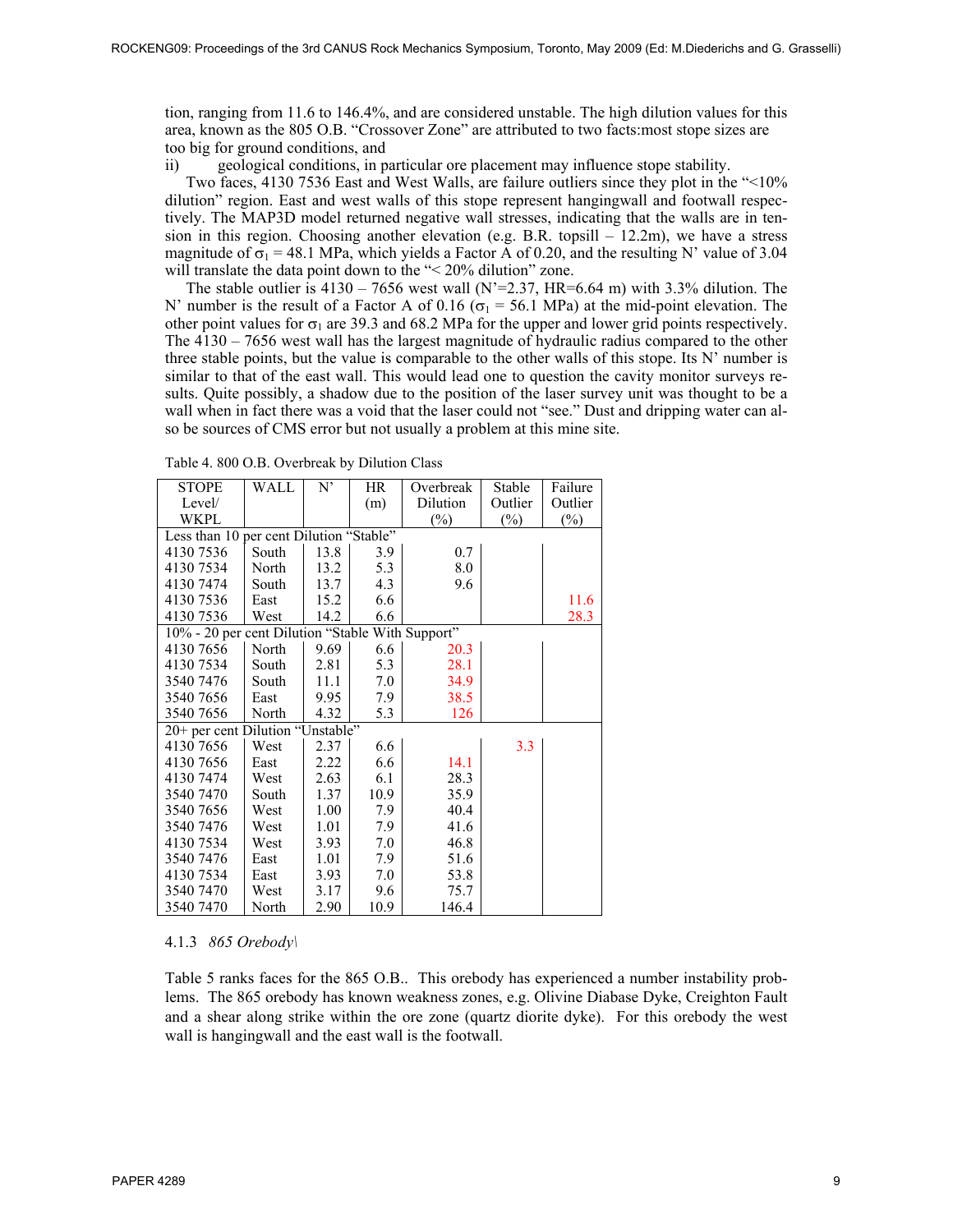tion, ranging from 11.6 to 146.4%, and are considered unstable. The high dilution values for this area, known as the 805 O.B. "Crossover Zone" are attributed to two facts:most stope sizes are too big for ground conditions, and

ii) geological conditions, in particular ore placement may influence stope stability.

Two faces, 4130 7536 East and West Walls, are failure outliers since they plot in the "<10% dilution" region. East and west walls of this stope represent hangingwall and footwall respectively. The MAP3D model returned negative wall stresses, indicating that the walls are in tension in this region. Choosing another elevation (e.g. B.R. topsill – 12.2m), we have a stress magnitude of $\sigma_1$ = 48.1 MPa, which yields a Factor A of 0.20, and the resulting N' value of 3.04 will translate the data point down to the "< 20% dilution" zone.

The stable outlier is 4130 – 7656 west wall (N'=2.37, HR=6.64 m) with 3.3% dilution. The N' number is the result of a Factor A of 0.16 ($\sigma_1$ = 56.1 MPa) at the mid-point elevation. The other point values for $\sigma_1$ are 39.3 and 68.2 MPa for the upper and lower grid points respectively. The 4130 – 7656 west wall has the largest magnitude of hydraulic radius compared to the other three stable points, but the value is comparable to the other walls of this stope. Its N' number is similar to that of the east wall. This would lead one to question the cavity monitor surveys results. Quite possibly, a shadow due to the position of the laser survey unit was thought to be a wall when in fact there was a void that the laser could not "see." Dust and dripping water can also be sources of CMS error but not usually a problem at this mine site.

Table 4. 800 O.B. Overbreak by Dilution Class

| STOPE Level/ WKPL | WALL | N' | HR (m) | Overbreak Dilution (%) | Stable Outlier (%) | Failure Outlier (%) |
|---|---|---|---|---|---|---|
| Less than 10 per cent Dilution "Stable" | | | | | | |
| 4130 7536 | South | 13.8 | 3.9 | 0.7 | | |
| 4130 7534 | North | 13.2 | 5.3 | 8.0 | | |
| 4130 7474 | South | 13.7 | 4.3 | 9.6 | | |
| 4130 7536 | East | 15.2 | 6.6 | | | 11.6 |
| 4130 7536 | West | 14.2 | 6.6 | | | 28.3 |
| 10% - 20 per cent Dilution "Stable With Support" | | | | | | |
| 4130 7656 | North | 9.69 | 6.6 | 20.3 | | |
| 4130 7534 | South | 2.81 | 5.3 | 28.1 | | |
| 3540 7476 | South | 11.1 | 7.0 | 34.9 | | |
| 3540 7656 | East | 9.95 | 7.9 | 38.5 | | |
| 3540 7656 | North | 4.32 | 5.3 | 126 | | |
| 20+ per cent Dilution "Unstable" | | | | | | |
| 4130 7656 | West | 2.37 | 6.6 | | 3.3 | |
| 4130 7656 | East | 2.22 | 6.6 | 14.1 | | |
| 4130 7474 | West | 2.63 | 6.1 | 28.3 | | |
| 3540 7470 | South | 1.37 | 10.9 | 35.9 | | |
| 3540 7656 | West | 1.00 | 7.9 | 40.4 | | |
| 3540 7476 | West | 1.01 | 7.9 | 41.6 | | |
| 4130 7534 | West | 3.93 | 7.0 | 46.8 | | |
| 3540 7476 | East | 1.01 | 7.9 | 51.6 | | |
| 4130 7534 | East | 3.93 | 7.0 | 53.8 | | |
| 3540 7470 | West | 3.17 | 9.6 | 75.7 | | |
| 3540 7470 | North | 2.90 | 10.9 | 146.4 | | |

### 4.1.3 *865 Orebody\*

Table 5 ranks faces for the 865 O.B.. This orebody has experienced a number instability problems. The 865 orebody has known weakness zones, e.g. Olivine Diabase Dyke, Creighton Fault and a shear along strike within the ore zone (quartz diorite dyke). For this orebody the west wall is hangingwall and the east wall is the footwall.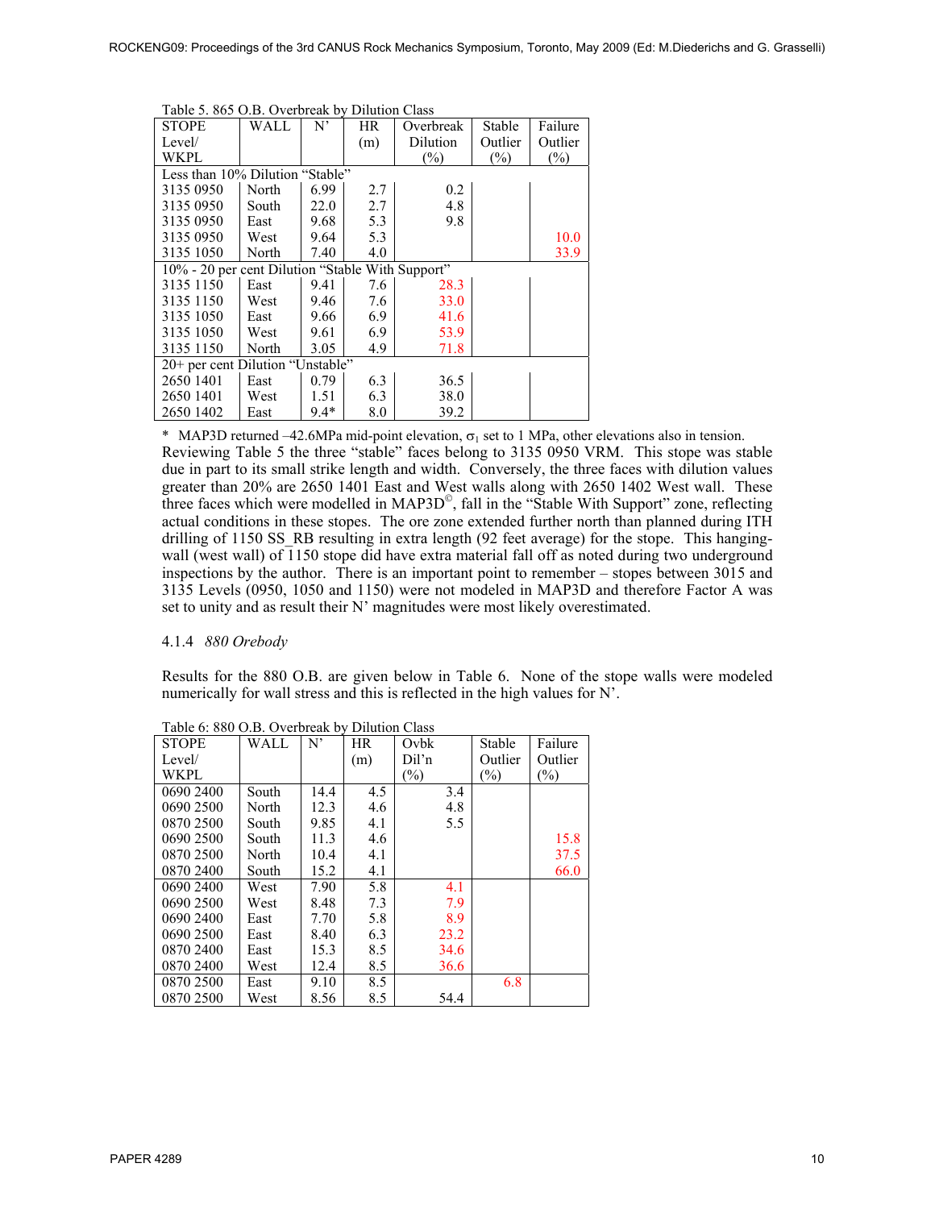Table 5. 865 O.B. Overbreak by Dilution Class

| STOPE Level/ WKPL | WALL | N' | HR (m) | Overbreak Dilution (%) | Stable Outlier (%) | Failure Outlier (%) |
|---|---|---|---|---|---|---|
| Less than 10% Dilution "Stable" | | | | | | |
| 3135 0950 | North | 6.99 | 2.7 | 0.2 | | |
| 3135 0950 | South | 22.0 | 2.7 | 4.8 | | |
| 3135 0950 | East | 9.68 | 5.3 | 9.8 | | |
| 3135 0950 | West | 9.64 | 5.3 | | | 10.0 |
| 3135 1050 | North | 7.40 | 4.0 | | | 33.9 |
| 10% - 20 per cent Dilution "Stable With Support" | | | | | | |
| 3135 1150 | East | 9.41 | 7.6 | 28.3 | | |
| 3135 1150 | West | 9.46 | 7.6 | 33.0 | | |
| 3135 1050 | East | 9.66 | 6.9 | 41.6 | | |
| 3135 1050 | West | 9.61 | 6.9 | 53.9 | | |
| 3135 1150 | North | 3.05 | 4.9 | 71.8 | | |
| 20+ per cent Dilution "Unstable" | | | | | | |
| 2650 1401 | East | 0.79 | 6.3 | 36.5 | | |
| 2650 1401 | West | 1.51 | 6.3 | 38.0 | | |
| 2650 1402 | East | 9.4* | 8.0 | 39.2 | | |

\* MAP3D returned –42.6MPa mid-point elevation, $\sigma_1$ set to 1 MPa, other elevations also in tension.

Reviewing Table 5 the three "stable" faces belong to 3135 0950 VRM. This stope was stable due in part to its small strike length and width. Conversely, the three faces with dilution values greater than 20% are 2650 1401 East and West walls along with 2650 1402 West wall. These three faces which were modelled in MAP3D©, fall in the "Stable With Support" zone, reflecting actual conditions in these stopes. The ore zone extended further north than planned during ITH drilling of 1150 SS_RB resulting in extra length (92 feet average) for the stope. This hanging-wall (west wall) of 1150 stope did have extra material fall off as noted during two underground inspections by the author. There is an important point to remember – stopes between 3015 and 3135 Levels (0950, 1050 and 1150) were not modeled in MAP3D and therefore Factor A was set to unity and as result their N' magnitudes were most likely overestimated.

### 4.1.4 *880 Orebody*

Results for the 880 O.B. are given below in Table 6. None of the stope walls were modeled numerically for wall stress and this is reflected in the high values for N'.

Table 6: 880 O.B. Overbreak by Dilution Class

| STOPE Level/ WKPL | WALL | N' | HR (m) | Ovbk Dil'n (%) | Stable Outlier (%) | Failure Outlier (%) |
|---|---|---|---|---|---|---|
| 0690 2400 | South | 14.4 | 4.5 | 3.4 | | |
| 0690 2500 | North | 12.3 | 4.6 | 4.8 | | |
| 0870 2500 | South | 9.85 | 4.1 | 5.5 | | |
| 0690 2500 | South | 11.3 | 4.6 | | | 15.8 |
| 0870 2500 | North | 10.4 | 4.1 | | | 37.5 |
| 0870 2400 | South | 15.2 | 4.1 | | | 66.0 |
| 0690 2400 | West | 7.90 | 5.8 | 4.1 | | |
| 0690 2500 | West | 8.48 | 7.3 | 7.9 | | |
| 0690 2400 | East | 7.70 | 5.8 | 8.9 | | |
| 0690 2500 | East | 8.40 | 6.3 | 23.2 | | |
| 0870 2400 | East | 15.3 | 8.5 | 34.6 | | |
| 0870 2400 | West | 12.4 | 8.5 | 36.6 | | |
| 0870 2500 | East | 9.10 | 8.5 | | 6.8 | |
| 0870 2500 | West | 8.56 | 8.5 | 54.4 | | |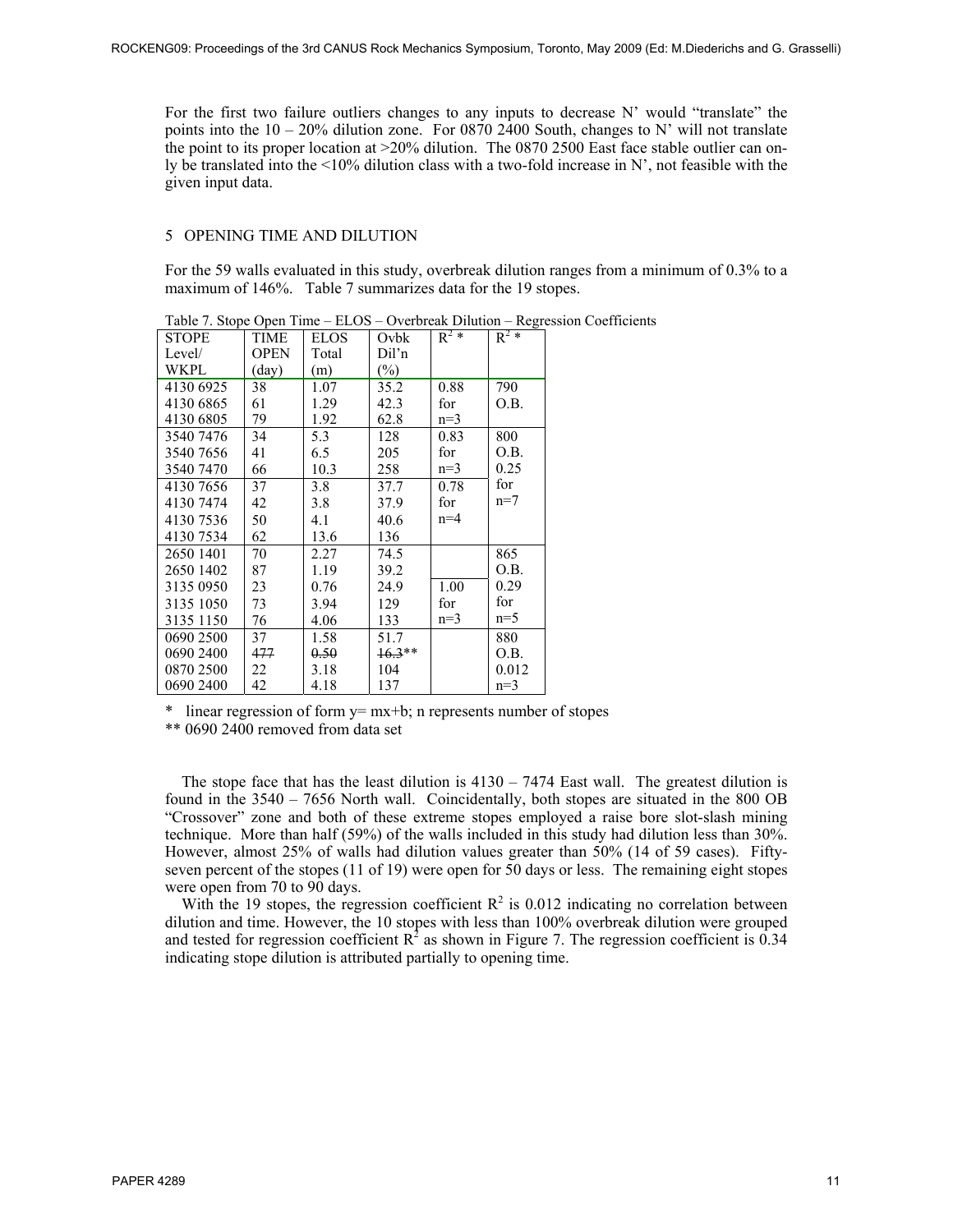For the first two failure outliers changes to any inputs to decrease N' would "translate" the points into the 10 – 20% dilution zone. For 0870 2400 South, changes to N' will not translate the point to its proper location at >20% dilution. The 0870 2500 East face stable outlier can only be translated into the <10% dilution class with a two-fold increase in N', not feasible with the given input data.

## 5 OPENING TIME AND DILUTION

For the 59 walls evaluated in this study, overbreak dilution ranges from a minimum of 0.3% to a maximum of 146%. Table 7 summarizes data for the 19 stopes.

Table 7. Stope Open Time – ELOS – Overbreak Dilution – Regression Coefficients

| STOPE Level/ WKPL | TIME OPEN (day) | ELOS Total (m) | Ovbk Dil'n (%) | $R^2$ * | $R^2$ * |
|---|---|---|---|---|---|
| 4130 6925 | 38 | 1.07 | 35.2 | 0.88 | 790 |
| 4130 6865 | 61 | 1.29 | 42.3 | for | O.B. |
| 4130 6805 | 79 | 1.92 | 62.8 | n=3 | |
| 3540 7476 | 34 | 5.3 | 128 | 0.83 | 800 |
| 3540 7656 | 41 | 6.5 | 205 | for | O.B. |
| 3540 7470 | 66 | 10.3 | 258 | n=3 | 0.25 |
| 4130 7656 | 37 | 3.8 | 37.7 | 0.78 | for |
| 4130 7474 | 42 | 3.8 | 37.9 | for | n=7 |
| 4130 7536 | 50 | 4.1 | 40.6 | n=4 | |
| 4130 7534 | 62 | 13.6 | 136 | | |
| 2650 1401 | 70 | 2.27 | 74.5 | | 865 |
| 2650 1402 | 87 | 1.19 | 39.2 | | O.B. |
| 3135 0950 | 23 | 0.76 | 24.9 | 1.00 | 0.29 |
| 3135 1050 | 73 | 3.94 | 129 | for | for |
| 3135 1150 | 76 | 4.06 | 133 | n=3 | n=5 |
| 0690 2500 | 37 | 1.58 | 51.7 | | 880 |
| 0690 2400 | ~~477~~ | ~~0.50~~ | ~~16.3~~** | | O.B. |
| 0870 2500 | 22 | 3.18 | 104 | | 0.012 |
| 0690 2400 | 42 | 4.18 | 137 | | n=3 |

\* linear regression of form y= mx+b; n represents number of stopes

** 0690 2400 removed from data set

The stope face that has the least dilution is 4130 – 7474 East wall. The greatest dilution is found in the 3540 – 7656 North wall. Coincidentally, both stopes are situated in the 800 OB "Crossover" zone and both of these extreme stopes employed a raise bore slot-slash mining technique. More than half (59%) of the walls included in this study had dilution less than 30%. However, almost 25% of walls had dilution values greater than 50% (14 of 59 cases). Fifty-seven percent of the stopes (11 of 19) were open for 50 days or less. The remaining eight stopes were open from 70 to 90 days.

With the 19 stopes, the regression coefficient $R^2$ is 0.012 indicating no correlation between dilution and time. However, the 10 stopes with less than 100% overbreak dilution were grouped and tested for regression coefficient $R^2$ as shown in Figure 7. The regression coefficient is 0.34 indicating stope dilution is attributed partially to opening time.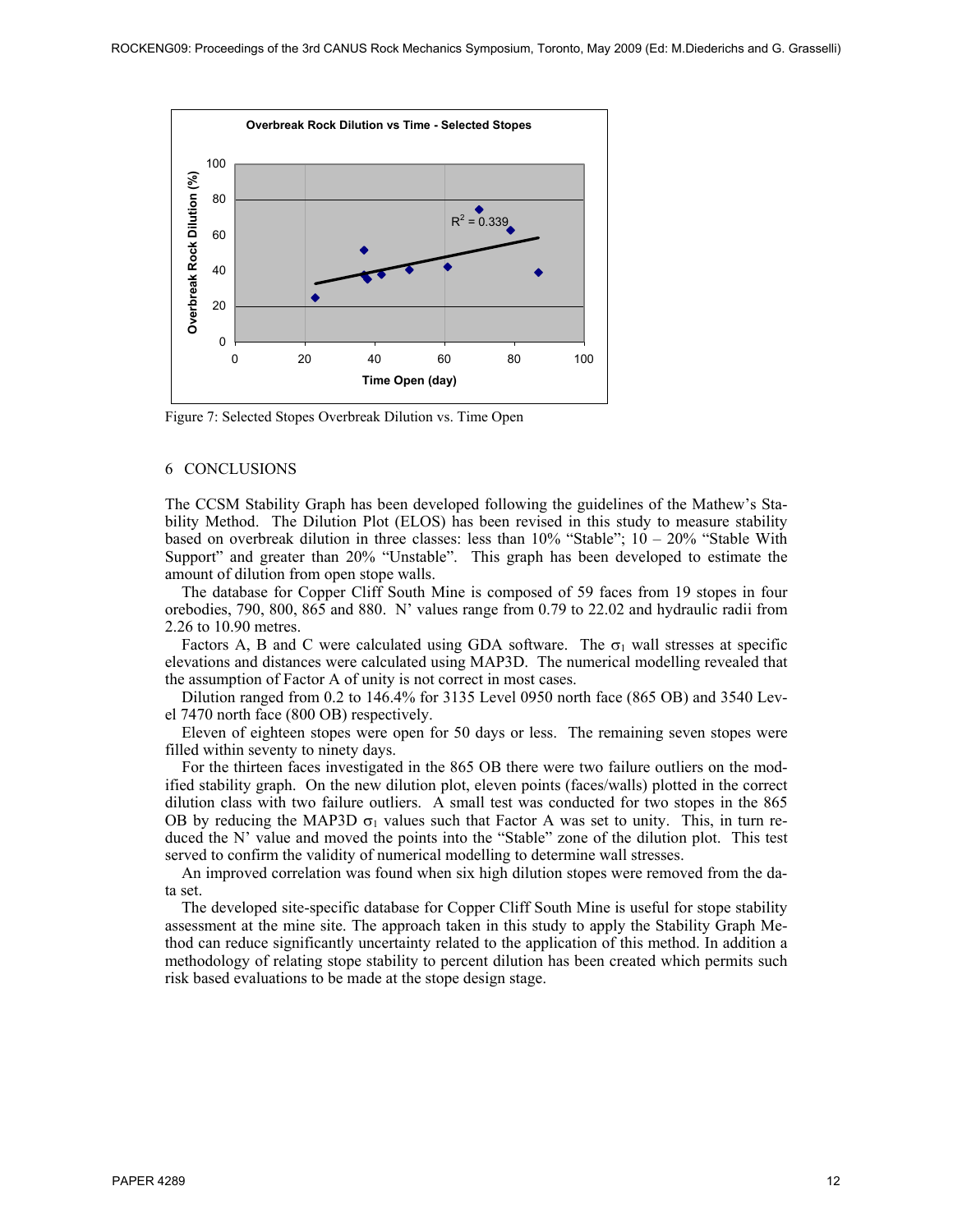Overbreak Rock Dilution vs Time - Selected Stopes

Overbreak Rock Dilution (%)

100
80
60
40
20
0

$R^2 = 0.339$

0 20 40 60 80 100

Time Open (day)

Figure 7: Selected Stopes Overbreak Dilution vs. Time Open

## 6 CONCLUSIONS

The CCSM Stability Graph has been developed following the guidelines of the Mathew's Stability Method. The Dilution Plot (ELOS) has been revised in this study to measure stability based on overbreak dilution in three classes: less than 10% "Stable"; 10 – 20% "Stable With Support" and greater than 20% "Unstable". This graph has been developed to estimate the amount of dilution from open stope walls.

The database for Copper Cliff South Mine is composed of 59 faces from 19 stopes in four orebodies, 790, 800, 865 and 880. N' values range from 0.79 to 22.02 and hydraulic radii from 2.26 to 10.90 metres.

Factors A, B and C were calculated using GDA software. The $\sigma_1$ wall stresses at specific elevations and distances were calculated using MAP3D. The numerical modelling revealed that the assumption of Factor A of unity is not correct in most cases.

Dilution ranged from 0.2 to 146.4% for 3135 Level 0950 north face (865 OB) and 3540 Level 7470 north face (800 OB) respectively.

Eleven of eighteen stopes were open for 50 days or less. The remaining seven stopes were filled within seventy to ninety days.

For the thirteen faces investigated in the 865 OB there were two failure outliers on the modified stability graph. On the new dilution plot, eleven points (faces/walls) plotted in the correct dilution class with two failure outliers. A small test was conducted for two stopes in the 865 OB by reducing the MAP3D $\sigma_1$ values such that Factor A was set to unity. This, in turn reduced the N' value and moved the points into the "Stable" zone of the dilution plot. This test served to confirm the validity of numerical modelling to determine wall stresses.

An improved correlation was found when six high dilution stopes were removed from the data set.

The developed site-specific database for Copper Cliff South Mine is useful for stope stability assessment at the mine site. The approach taken in this study to apply the Stability Graph Method can reduce significantly uncertainty related to the application of this method. In addition a methodology of relating stope stability to percent dilution has been created which permits such risk based evaluations to be made at the stope design stage.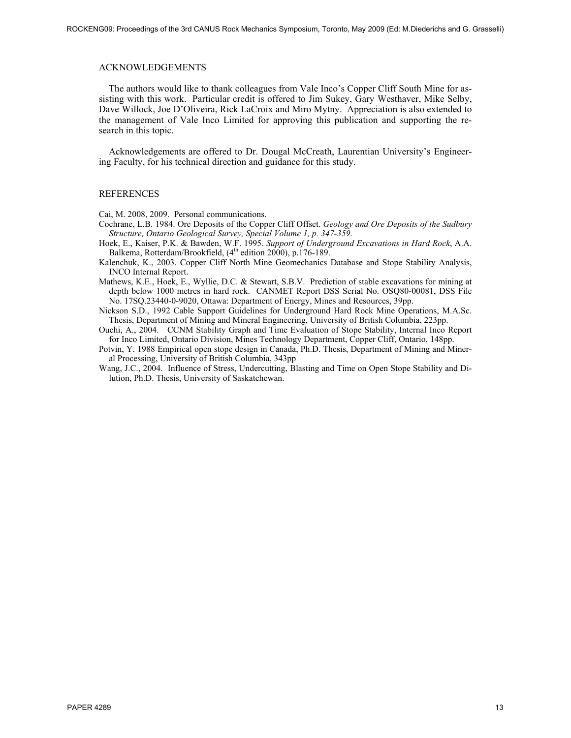## ACKNOWLEDGEMENTS

The authors would like to thank colleagues from Vale Inco's Copper Cliff South Mine for assisting with this work. Particular credit is offered to Jim Sukey, Gary Westhaver, Mike Selby, Dave Willock, Joe D'Oliveira, Rick LaCroix and Miro Mytny. Appreciation is also extended to the management of Vale Inco Limited for approving this publication and supporting the research in this topic.

Acknowledgements are offered to Dr. Dougal McCreath, Laurentian University's Engineering Faculty, for his technical direction and guidance for this study.

## REFERENCES

Cai, M. 2008, 2009. Personal communications.

Cochrane, L.B. 1984. Ore Deposits of the Copper Cliff Offset. *Geology and Ore Deposits of the Sudbury Structure, Ontario Geological Survey, Special Volume 1, p. 347-359.*

Hoek, E., Kaiser, P.K. & Bawden, W.F. 1995. *Support of Underground Excavations in Hard Rock*, A.A. Balkema, Rotterdam/Brookfield, (4th edition 2000), p.176-189.

Kalenchuk, K., 2003. Copper Cliff North Mine Geomechanics Database and Stope Stability Analysis, INCO Internal Report.

Mathews, K.E., Hoek, E., Wyllie, D.C. & Stewart, S.B.V. Prediction of stable excavations for mining at depth below 1000 metres in hard rock. CANMET Report DSS Serial No. OSQ80-00081, DSS File No. 17SQ.23440-0-9020, Ottawa: Department of Energy, Mines and Resources, 39pp.

Nickson S.D., 1992 Cable Support Guidelines for Underground Hard Rock Mine Operations, M.A.Sc. Thesis, Department of Mining and Mineral Engineering, University of British Columbia, 223pp.

Ouchi, A., 2004. CCNM Stability Graph and Time Evaluation of Stope Stability, Internal Inco Report for Inco Limited, Ontario Division, Mines Technology Department, Copper Cliff, Ontario, 148pp.

Potvin, Y. 1988 Empirical open stope design in Canada, Ph.D. Thesis, Department of Mining and Mineral Processing, University of British Columbia, 343pp

Wang, J.C., 2004. Influence of Stress, Undercutting, Blasting and Time on Open Stope Stability and Dilution, Ph.D. Thesis, University of Saskatchewan.